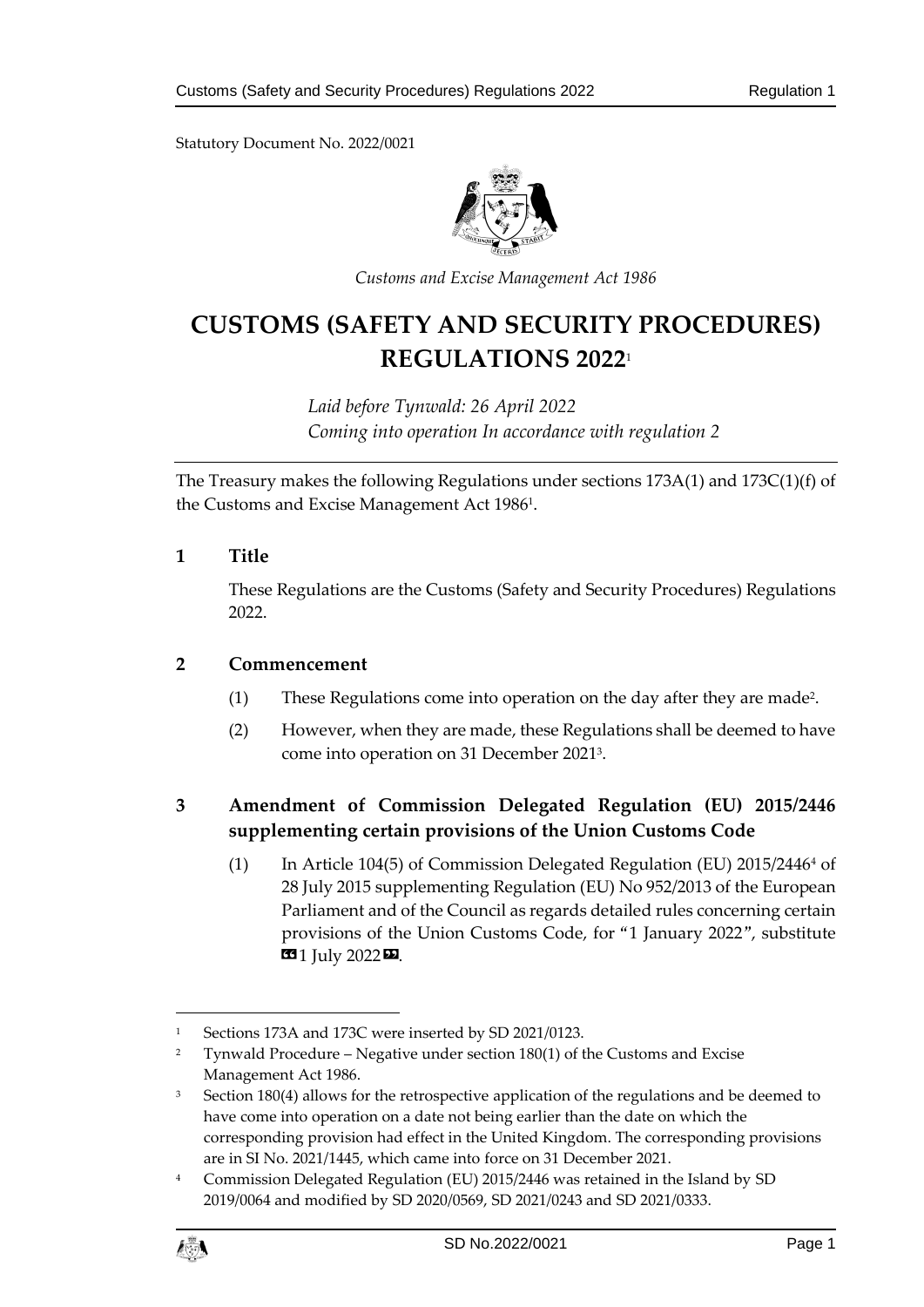Statutory Document No. 2022/0021

*Customs and Excise Management Act 1986*

# CUSTOMS (SAFETY AND SECURITY PROCEDURES) REGULATIONS 2022[1]

*Laid before Tynwald: 26 April 2022*
*Coming into operation In accordance with regulation 2*

The Treasury makes the following Regulations under sections 173A(1) and 173C(1)(f) of the Customs and Excise Management Act 1986[1].

## 1 Title

These Regulations are the Customs (Safety and Security Procedures) Regulations 2022.

## 2 Commencement

(1) These Regulations come into operation on the day after they are made[2].

(2) However, when they are made, these Regulations shall be deemed to have come into operation on 31 December 2021[3].

## 3 Amendment of Commission Delegated Regulation (EU) 2015/2446 supplementing certain provisions of the Union Customs Code

(1) In Article 104(5) of Commission Delegated Regulation (EU) 2015/2446[4] of 28 July 2015 supplementing Regulation (EU) No 952/2013 of the European Parliament and of the Council as regards detailed rules concerning certain provisions of the Union Customs Code, for "1 January 2022", substitute «1 July 2022».

---

[1] Sections 173A and 173C were inserted by SD 2021/0123.

[2] Tynwald Procedure – Negative under section 180(1) of the Customs and Excise Management Act 1986.

[3] Section 180(4) allows for the retrospective application of the regulations and be deemed to have come into operation on a date not being earlier than the date on which the corresponding provision had effect in the United Kingdom. The corresponding provisions are in SI No. 2021/1445, which came into force on 31 December 2021.

[4] Commission Delegated Regulation (EU) 2015/2446 was retained in the Island by SD 2019/0064 and modified by SD 2020/0569, SD 2021/0243 and SD 2021/0333.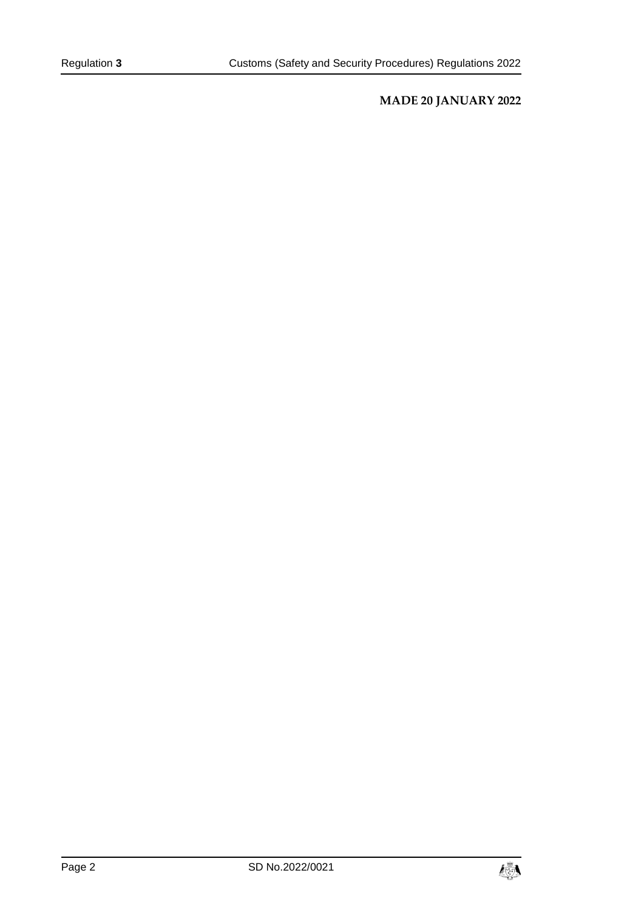**MADE 20 JANUARY 2022**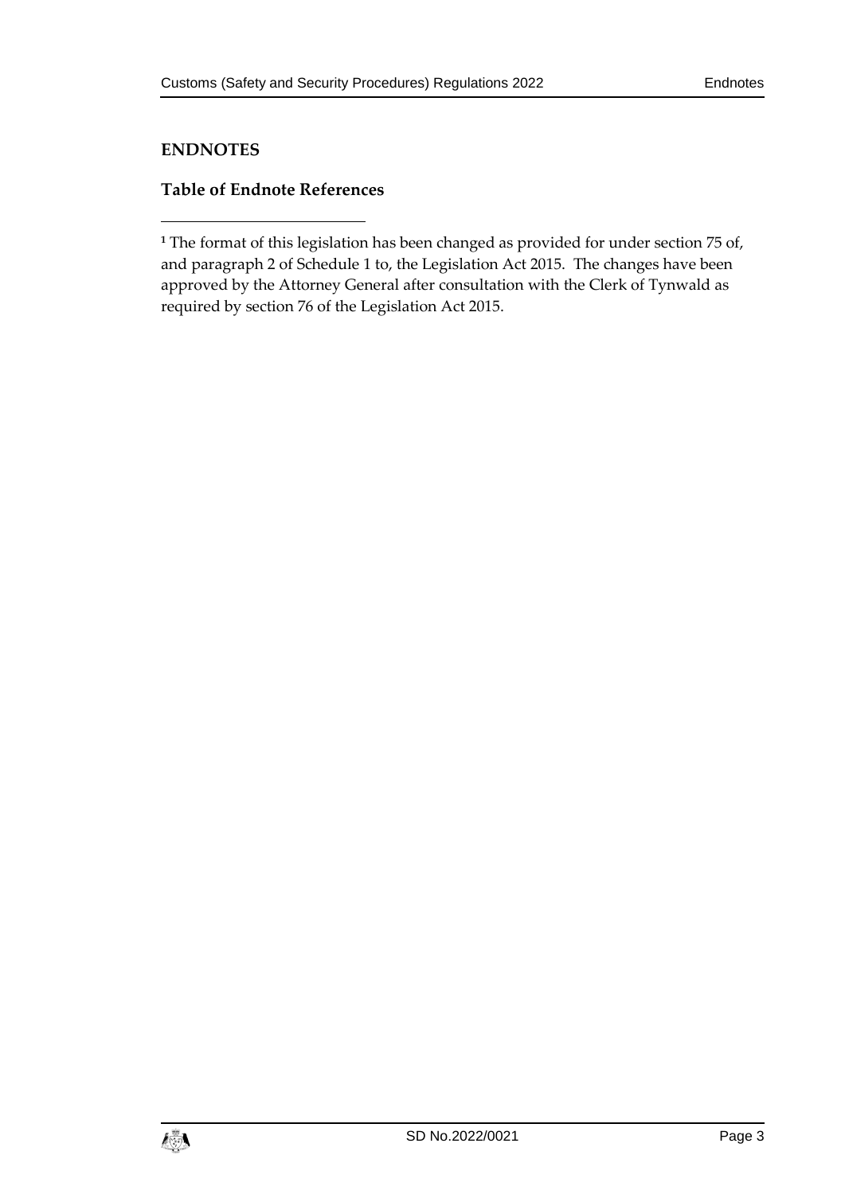## ENDNOTES

### Table of Endnote References

[1] The format of this legislation has been changed as provided for under section 75 of, and paragraph 2 of Schedule 1 to, the Legislation Act 2015. The changes have been approved by the Attorney General after consultation with the Clerk of Tynwald as required by section 76 of the Legislation Act 2015.